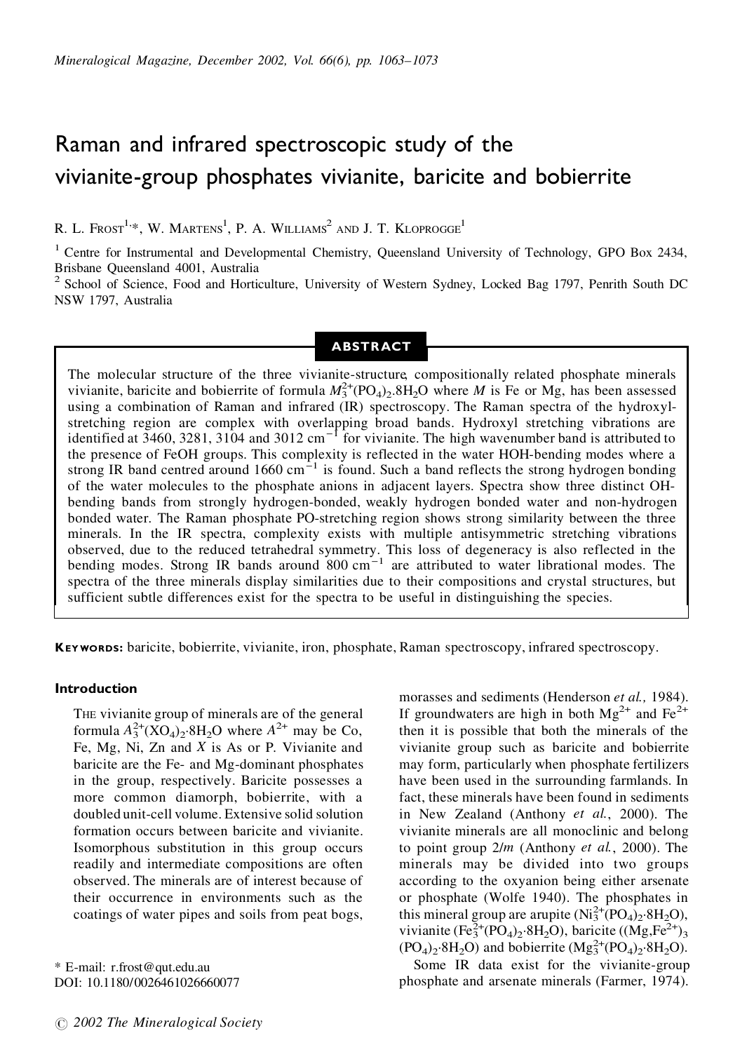# Raman and infrared spectroscopic study of the vivianite-group phosphates vivianite, baricite and bobierrite

R. L. Frost[1,*], W. Martens[1], P. A. Williams[2] and J. T. Kloprogge[1]

[1] Centre for Instrumental and Developmental Chemistry, Queensland University of Technology, GPO Box 2434, Brisbane Queensland 4001, Australia

[2] School of Science, Food and Horticulture, University of Western Sydney, Locked Bag 1797, Penrith South DC NSW 1797, Australia

## ABSTRACT

The molecular structure of the three vivianite-structure, compositionally related phosphate minerals vivianite, baricite and bobierrite of formula $M_3^{2+}(PO_4)_2.8H_2O$ where $M$ is Fe or Mg, has been assessed using a combination of Raman and infrared (IR) spectroscopy. The Raman spectra of the hydroxyl-stretching region are complex with overlapping broad bands. Hydroxyl stretching vibrations are identified at 3460, 3281, 3104 and 3012 $cm^{-1}$ for vivianite. The high wavenumber band is attributed to the presence of FeOH groups. This complexity is reflected in the water HOH-bending modes where a strong IR band centred around 1660 $cm^{-1}$ is found. Such a band reflects the strong hydrogen bonding of the water molecules to the phosphate anions in adjacent layers. Spectra show three distinct OH-bending bands from strongly hydrogen-bonded, weakly hydrogen bonded water and non-hydrogen bonded water. The Raman phosphate PO-stretching region shows strong similarity between the three minerals. In the IR spectra, complexity exists with multiple antisymmetric stretching vibrations observed, due to the reduced tetrahedral symmetry. This loss of degeneracy is also reflected in the bending modes. Strong IR bands around 800 $cm^{-1}$ are attributed to water librational modes. The spectra of the three minerals display similarities due to their compositions and crystal structures, but sufficient subtle differences exist for the spectra to be useful in distinguishing the species.

**Keywords:** baricite, bobierrite, vivianite, iron, phosphate, Raman spectroscopy, infrared spectroscopy.

### Introduction

The vivianite group of minerals are of the general formula $A_3^{2+}(XO_4)_2{\cdot}8H_2O$ where $A^{2+}$ may be Co, Fe, Mg, Ni, Zn and $X$ is As or P. Vivianite and baricite are the Fe- and Mg-dominant phosphates in the group, respectively. Baricite possesses a more common diamorph, bobierrite, with a doubled unit-cell volume. Extensive solid solution formation occurs between baricite and vivianite. Isomorphous substitution in this group occurs readily and intermediate compositions are often observed. The minerals are of interest because of their occurrence in environments such as the coatings of water pipes and soils from peat bogs, morasses and sediments (Henderson *et al.,* 1984). If groundwaters are high in both $Mg^{2+}$ and $Fe^{2+}$ then it is possible that both the minerals of the vivianite group such as baricite and bobierrite may form, particularly when phosphate fertilizers have been used in the surrounding farmlands. In fact, these minerals have been found in sediments in New Zealand (Anthony *et al.*, 2000). The vivianite minerals are all monoclinic and belong to point group 2/*m* (Anthony *et al.*, 2000). The minerals may be divided into two groups according to the oxyanion being either arsenate or phosphate (Wolfe 1940). The phosphates in this mineral group are arupite ($Ni_3^{2+}(PO_4)_2{\cdot}8H_2O$), vivianite ($Fe_3^{2+}(PO_4)_2{\cdot}8H_2O$), baricite ($(Mg,Fe^{2+})_3(PO_4)_2{\cdot}8H_2O$) and bobierrite ($Mg_3^{2+}(PO_4)_2{\cdot}8H_2O$).

Some IR data exist for the vivianite-group phosphate and arsenate minerals (Farmer, 1974).

\* E-mail: r.frost@qut.edu.au
DOI: 10.1180/0026461026660077

© 2002 The Mineralogical Society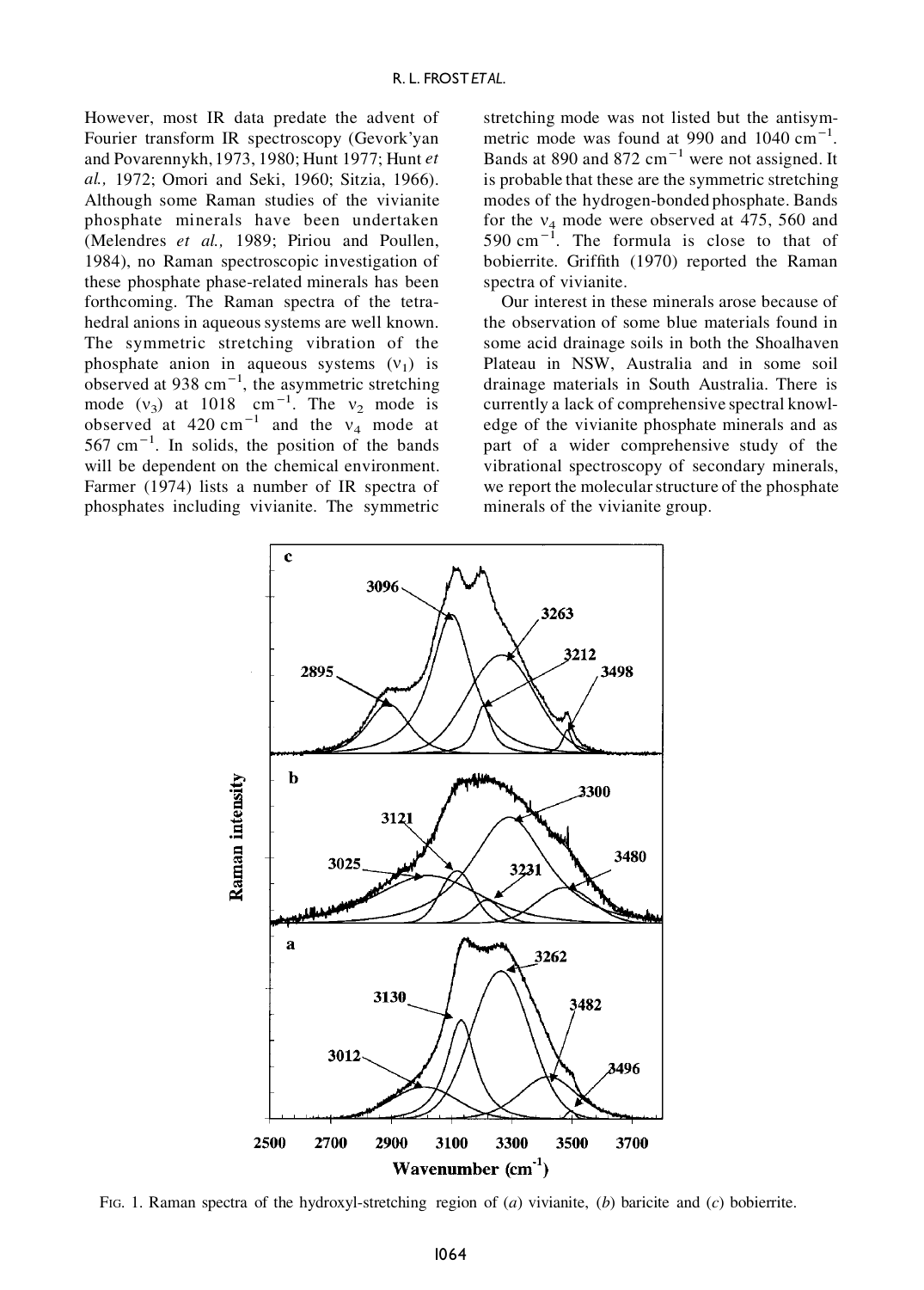However, most IR data predate the advent of Fourier transform IR spectroscopy (Gevork'yan and Povarennykh, 1973, 1980; Hunt 1977; Hunt *et al.,* 1972; Omori and Seki, 1960; Sitzia, 1966). Although some Raman studies of the vivianite phosphate minerals have been undertaken (Melendres *et al.,* 1989; Piriou and Poullen, 1984), no Raman spectroscopic investigation of these phosphate phase-related minerals has been forthcoming. The Raman spectra of the tetrahedral anions in aqueous systems are well known. The symmetric stretching vibration of the phosphate anion in aqueous systems ($\nu_1$) is observed at 938 $cm^{-1}$, the asymmetric stretching mode ($\nu_3$) at 1018 $cm^{-1}$. The $\nu_2$ mode is observed at 420 $cm^{-1}$ and the $\nu_4$ mode at 567 $cm^{-1}$. In solids, the position of the bands will be dependent on the chemical environment. Farmer (1974) lists a number of IR spectra of phosphates including vivianite. The symmetric stretching mode was not listed but the antisymmetric mode was found at 990 and 1040 $cm^{-1}$. Bands at 890 and 872 $cm^{-1}$ were not assigned. It is probable that these are the symmetric stretching modes of the hydrogen-bonded phosphate. Bands for the $\nu_4$ mode were observed at 475, 560 and 590 $cm^{-1}$. The formula is close to that of bobierrite. Griffith (1970) reported the Raman spectra of vivianite.

Our interest in these minerals arose because of the observation of some blue materials found in some acid drainage soils in both the Shoalhaven Plateau in NSW, Australia and in some soil drainage materials in South Australia. There is currently a lack of comprehensive spectral knowledge of the vivianite phosphate minerals and as part of a wider comprehensive study of the vibrational spectroscopy of secondary minerals, we report the molecular structure of the phosphate minerals of the vivianite group.

FIG. 1. Raman spectra of the hydroxyl-stretching region of (*a*) vivianite, (*b*) baricite and (*c*) bobierrite.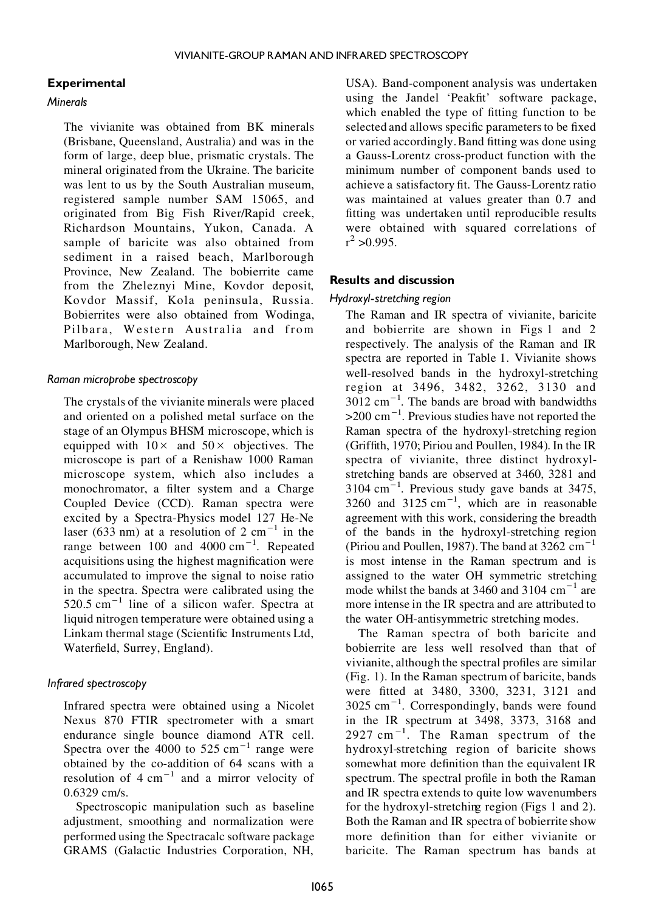## Experimental

### *Minerals*

The vivianite was obtained from BK minerals (Brisbane, Queensland, Australia) and was in the form of large, deep blue, prismatic crystals. The mineral originated from the Ukraine. The baricite was lent to us by the South Australian museum, registered sample number SAM 15065, and originated from Big Fish River/Rapid creek, Richardson Mountains, Yukon, Canada. A sample of baricite was also obtained from sediment in a raised beach, Marlborough Province, New Zealand. The bobierrite came from the Zheleznyi Mine, Kovdor deposit, Kovdor Massif, Kola peninsula, Russia. Bobierrites were also obtained from Wodinga, Pilbara, Western Australia and from Marlborough, New Zealand.

### *Raman microprobe spectroscopy*

The crystals of the vivianite minerals were placed and oriented on a polished metal surface on the stage of an Olympus BHSM microscope, which is equipped with 10× and 50× objectives. The microscope is part of a Renishaw 1000 Raman microscope system, which also includes a monochromator, a filter system and a Charge Coupled Device (CCD). Raman spectra were excited by a Spectra-Physics model 127 He-Ne laser (633 nm) at a resolution of 2 $cm^{-1}$ in the range between 100 and 4000 $cm^{-1}$. Repeated acquisitions using the highest magnification were accumulated to improve the signal to noise ratio in the spectra. Spectra were calibrated using the 520.5 $cm^{-1}$ line of a silicon wafer. Spectra at liquid nitrogen temperature were obtained using a Linkam thermal stage (Scientific Instruments Ltd, Waterfield, Surrey, England).

### *Infrared spectroscopy*

Infrared spectra were obtained using a Nicolet Nexus 870 FTIR spectrometer with a smart endurance single bounce diamond ATR cell. Spectra over the 4000 to 525 $cm^{-1}$ range were obtained by the co-addition of 64 scans with a resolution of 4 $cm^{-1}$ and a mirror velocity of 0.6329 cm/s.

Spectroscopic manipulation such as baseline adjustment, smoothing and normalization were performed using the Spectracalc software package GRAMS (Galactic Industries Corporation, NH, USA). Band-component analysis was undertaken using the Jandel 'Peakfit' software package, which enabled the type of fitting function to be selected and allows specific parameters to be fixed or varied accordingly. Band fitting was done using a Gauss-Lorentz cross-product function with the minimum number of component bands used to achieve a satisfactory fit. The Gauss-Lorentz ratio was maintained at values greater than 0.7 and fitting was undertaken until reproducible results were obtained with squared correlations of $r^2 > 0.995$.

## Results and discussion

### *Hydroxyl-stretching region*

The Raman and IR spectra of vivianite, baricite and bobierrite are shown in Figs 1 and 2 respectively. The analysis of the Raman and IR spectra are reported in Table 1. Vivianite shows well-resolved bands in the hydroxyl-stretching region at 3496, 3482, 3262, 3130 and 3012 $cm^{-1}$. The bands are broad with bandwidths >200 $cm^{-1}$. Previous studies have not reported the Raman spectra of the hydroxyl-stretching region (Griffith, 1970; Piriou and Poullen, 1984). In the IR spectra of vivianite, three distinct hydroxyl-stretching bands are observed at 3460, 3281 and 3104 $cm^{-1}$. Previous study gave bands at 3475, 3260 and 3125 $cm^{-1}$, which are in reasonable agreement with this work, considering the breadth of the bands in the hydroxyl-stretching region (Piriou and Poullen, 1987). The band at 3262 $cm^{-1}$ is most intense in the Raman spectrum and is assigned to the water OH symmetric stretching mode whilst the bands at 3460 and 3104 $cm^{-1}$ are more intense in the IR spectra and are attributed to the water OH-antisymmetric stretching modes.

The Raman spectra of both baricite and bobierrite are less well resolved than that of vivianite, although the spectral profiles are similar (Fig. 1). In the Raman spectrum of baricite, bands were fitted at 3480, 3300, 3231, 3121 and 3025 $cm^{-1}$. Correspondingly, bands were found in the IR spectrum at 3498, 3373, 3168 and 2927 $cm^{-1}$. The Raman spectrum of the hydroxyl-stretching region of baricite shows somewhat more definition than the equivalent IR spectrum. The spectral profile in both the Raman and IR spectra extends to quite low wavenumbers for the hydroxyl-stretching region (Figs 1 and 2). Both the Raman and IR spectra of bobierrite show more definition than for either vivianite or baricite. The Raman spectrum has bands at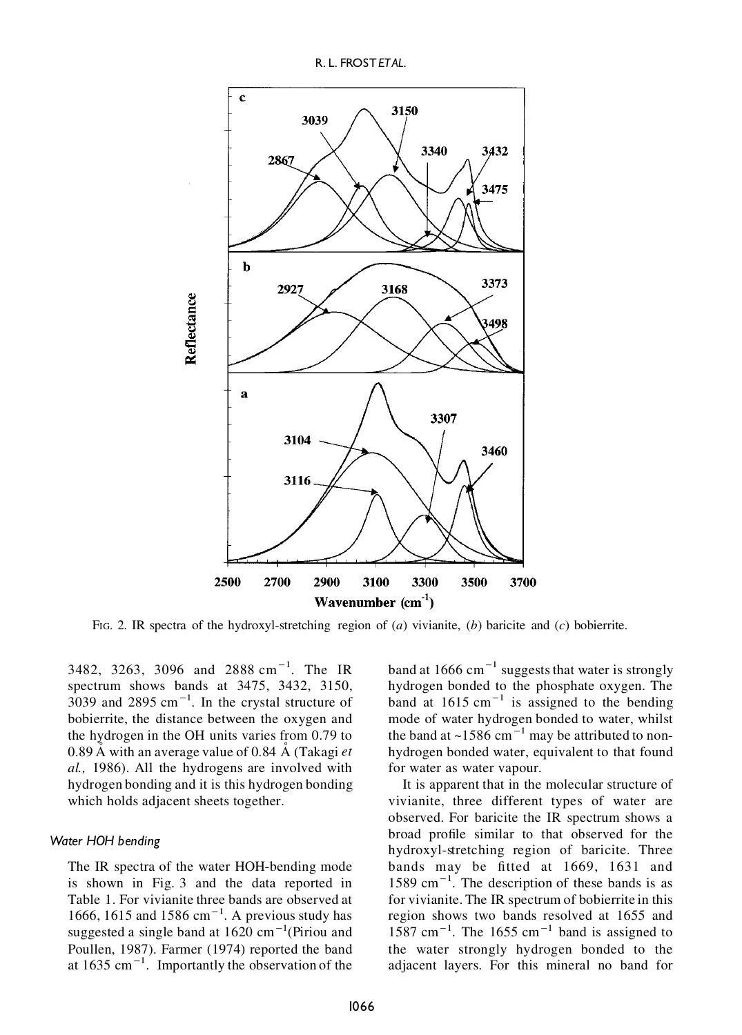FIG. 2. IR spectra of the hydroxyl-stretching region of (*a*) vivianite, (*b*) baricite and (*c*) bobierrite.

3482, 3263, 3096 and 2888 $cm^{-1}$. The IR spectrum shows bands at 3475, 3432, 3150, 3039 and 2895 $cm^{-1}$. In the crystal structure of bobierrite, the distance between the oxygen and the hydrogen in the OH units varies from 0.79 to 0.89 Å with an average value of 0.84 Å (Takagi *et al.,* 1986). All the hydrogens are involved with hydrogen bonding and it is this hydrogen bonding which holds adjacent sheets together.

### *Water HOH bending*

The IR spectra of the water HOH-bending mode is shown in Fig. 3 and the data reported in Table 1. For vivianite three bands are observed at 1666, 1615 and 1586 $cm^{-1}$. A previous study has suggested a single band at 1620 $cm^{-1}$(Piriou and Poullen, 1987). Farmer (1974) reported the band at 1635 $cm^{-1}$. Importantly the observation of the band at 1666 $cm^{-1}$ suggests that water is strongly hydrogen bonded to the phosphate oxygen. The band at 1615 $cm^{-1}$ is assigned to the bending mode of water hydrogen bonded to water, whilst the band at ~1586 $cm^{-1}$ may be attributed to non-hydrogen bonded water, equivalent to that found for water as water vapour.

It is apparent that in the molecular structure of vivianite, three different types of water are observed. For baricite the IR spectrum shows a broad profile similar to that observed for the hydroxyl-stretching region of baricite. Three bands may be fitted at 1669, 1631 and 1589 $cm^{-1}$. The description of these bands is as for vivianite. The IR spectrum of bobierrite in this region shows two bands resolved at 1655 and 1587 $cm^{-1}$. The 1655 $cm^{-1}$ band is assigned to the water strongly hydrogen bonded to the adjacent layers. For this mineral no band for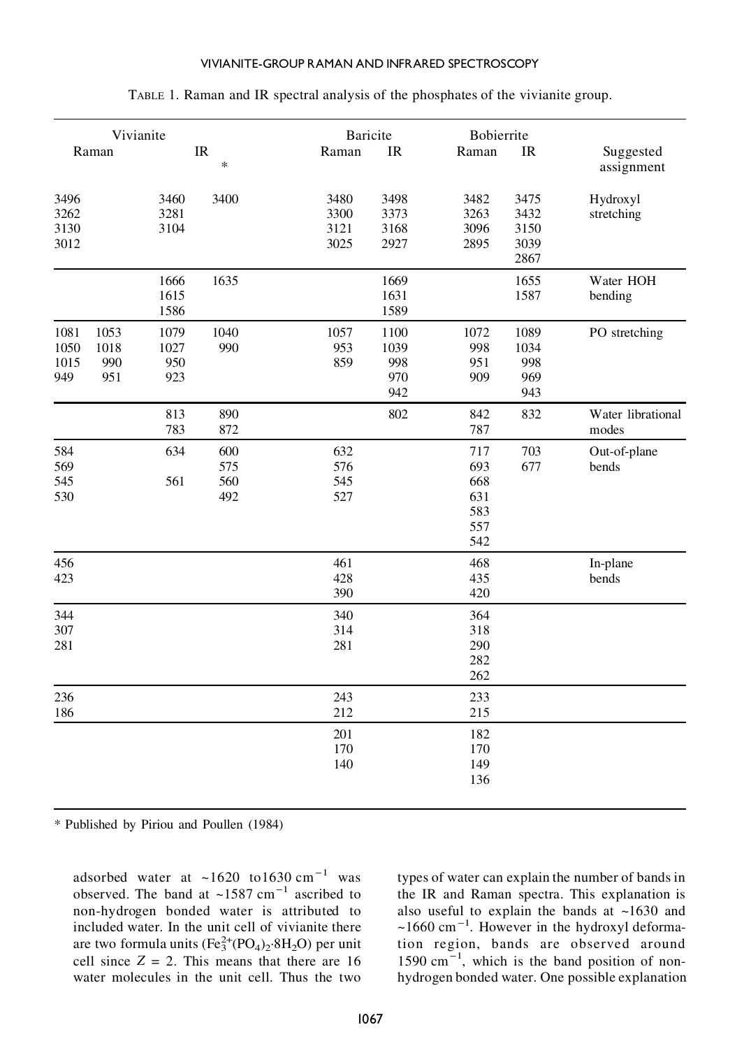TABLE 1. Raman and IR spectral analysis of the phosphates of the vivianite group.

| Vivianite | | | | Baricite | | Bobierrite | | |
|---|---|---|---|---|---|---|---|---|
| Raman | | IR | * | Raman | IR | Raman | IR | Suggested assignment |
| 3496 | | 3460 | 3400 | 3480 | 3498 | 3482 | 3475 | Hydroxyl stretching |
| 3262 | | 3281 | | 3300 | 3373 | 3263 | 3432 | |
| 3130 | | 3104 | | 3121 | 3168 | 3096 | 3150 | |
| 3012 | | | | 3025 | 2927 | 2895 | 3039 | |
| | | | | | | | 2867 | |
| | | 1666 | 1635 | | 1669 | | 1655 | Water HOH bending |
| | | 1615 | | | 1631 | | 1587 | |
| | | 1586 | | | 1589 | | | |
| 1081 | 1053 | 1079 | 1040 | 1057 | 1100 | 1072 | 1089 | PO stretching |
| 1050 | 1018 | 1027 | 990 | 953 | 1039 | 998 | 1034 | |
| 1015 | 990 | 950 | | 859 | 998 | 951 | 998 | |
| 949 | 951 | 923 | | | 970 | 909 | 969 | |
| | | | | | 942 | | 943 | |
| | | 813 | 890 | | 802 | 842 | 832 | Water librational modes |
| | | 783 | 872 | | | 787 | | |
| 584 | | 634 | 600 | 632 | | 717 | 703 | Out-of-plane bends |
| 569 | | | 575 | 576 | | 693 | 677 | |
| 545 | | 561 | 560 | 545 | | 668 | | |
| 530 | | | 492 | 527 | | 631 | | |
| | | | | | | 583 | | |
| | | | | | | 557 | | |
| | | | | | | 542 | | |
| 456 | | | | 461 | | 468 | | In-plane bends |
| 423 | | | | 428 | | 435 | | |
| | | | | 390 | | 420 | | |
| 344 | | | | 340 | | 364 | | |
| 307 | | | | 314 | | 318 | | |
| 281 | | | | 281 | | 290 | | |
| | | | | | | 282 | | |
| | | | | | | 262 | | |
| 236 | | | | 243 | | 233 | | |
| 186 | | | | 212 | | 215 | | |
| | | | | 201 | | 182 | | |
| | | | | 170 | | 170 | | |
| | | | | 140 | | 149 | | |
| | | | | | | 136 | | |

\* Published by Piriou and Poullen (1984)

adsorbed water at ~1620 to1630 $cm^{-1}$ was observed. The band at ~1587 $cm^{-1}$ ascribed to non-hydrogen bonded water is attributed to included water. In the unit cell of vivianite there are two formula units ($Fe_3^{2+}(PO_4)_2{\cdot}8H_2O$) per unit cell since $Z = 2$. This means that there are 16 water molecules in the unit cell. Thus the two types of water can explain the number of bands in the IR and Raman spectra. This explanation is also useful to explain the bands at ~1630 and ~1660 $cm^{-1}$. However in the hydroxyl deformation region, bands are observed around 1590 $cm^{-1}$, which is the band position of non-hydrogen bonded water. One possible explanation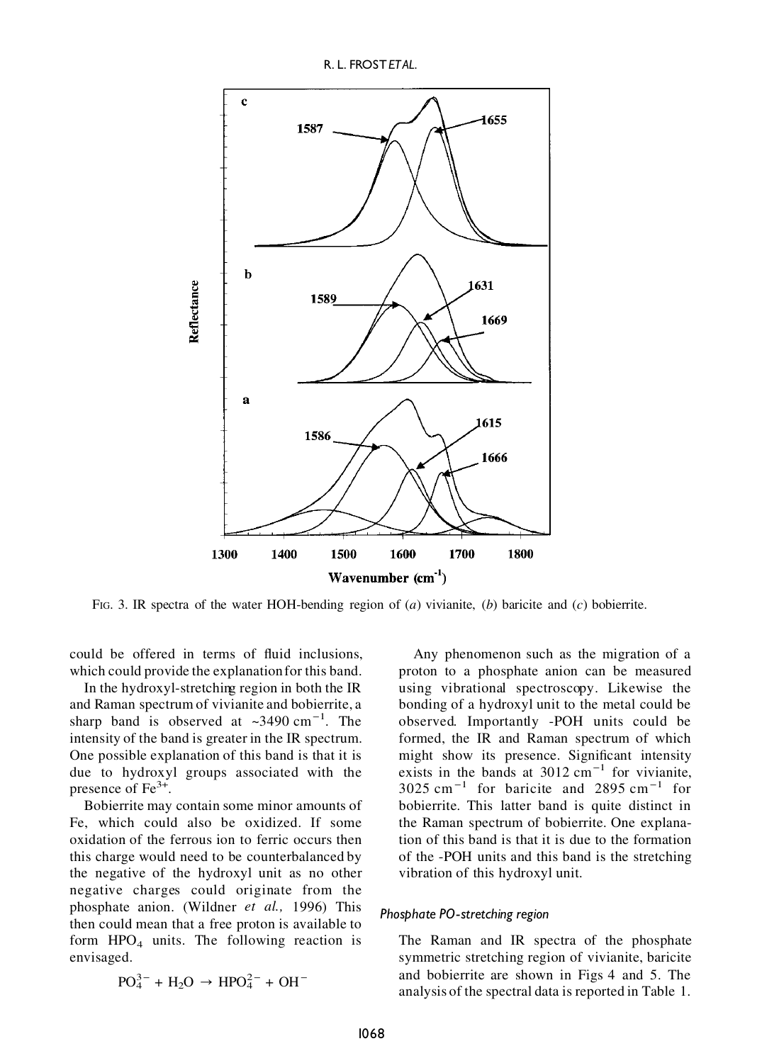FIG. 3. IR spectra of the water HOH-bending region of (*a*) vivianite, (*b*) baricite and (*c*) bobierrite.

could be offered in terms of fluid inclusions, which could provide the explanation for this band.

In the hydroxyl-stretching region in both the IR and Raman spectrum of vivianite and bobierrite, a sharp band is observed at ~3490 $cm^{-1}$. The intensity of the band is greater in the IR spectrum. One possible explanation of this band is that it is due to hydroxyl groups associated with the presence of $Fe^{3+}$.

Bobierrite may contain some minor amounts of Fe, which could also be oxidized. If some oxidation of the ferrous ion to ferric occurs then this charge would need to be counterbalanced by the negative of the hydroxyl unit as no other negative charges could originate from the phosphate anion. (Wildner *et al.,* 1996) This then could mean that a free proton is available to form $HPO_4$ units. The following reaction is envisaged.

$$PO_4^{3-} + H_2O \rightarrow HPO_4^{2-} + OH^-$$

Any phenomenon such as the migration of a proton to a phosphate anion can be measured using vibrational spectroscopy. Likewise the bonding of a hydroxyl unit to the metal could be observed. Importantly -POH units could be formed, the IR and Raman spectrum of which might show its presence. Significant intensity exists in the bands at 3012 $cm^{-1}$ for vivianite, 3025 $cm^{-1}$ for baricite and 2895 $cm^{-1}$ for bobierrite. This latter band is quite distinct in the Raman spectrum of bobierrite. One explanation of this band is that it is due to the formation of the -POH units and this band is the stretching vibration of this hydroxyl unit.

### *Phosphate PO-stretching region*

The Raman and IR spectra of the phosphate symmetric stretching region of vivianite, baricite and bobierrite are shown in Figs 4 and 5. The analysis of the spectral data is reported in Table 1.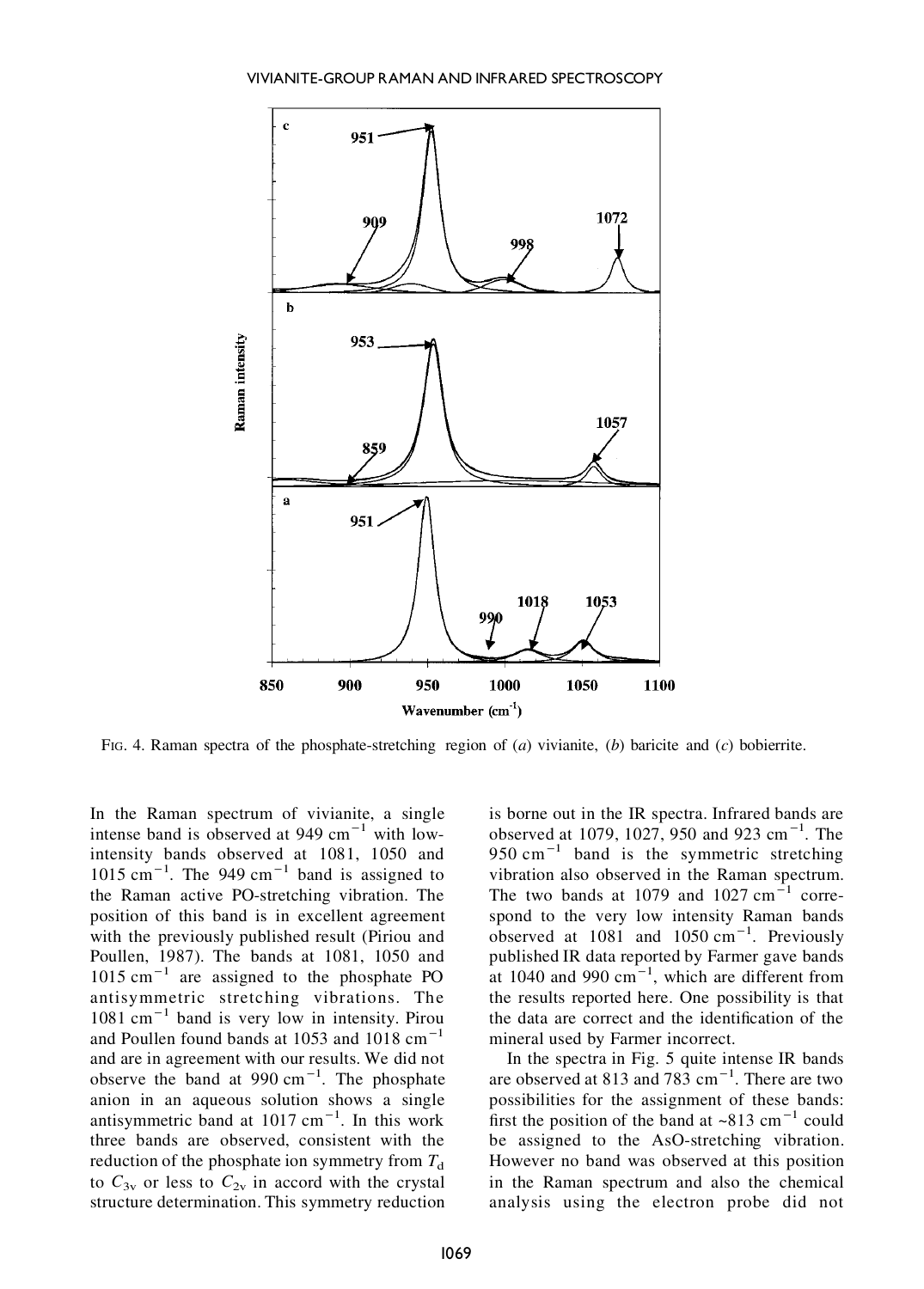FIG. 4. Raman spectra of the phosphate-stretching region of (*a*) vivianite, (*b*) baricite and (*c*) bobierrite.

In the Raman spectrum of vivianite, a single intense band is observed at 949 $cm^{-1}$ with low-intensity bands observed at 1081, 1050 and 1015 $cm^{-1}$. The 949 $cm^{-1}$ band is assigned to the Raman active PO-stretching vibration. The position of this band is in excellent agreement with the previously published result (Piriou and Poullen, 1987). The bands at 1081, 1050 and 1015 $cm^{-1}$ are assigned to the phosphate PO antisymmetric stretching vibrations. The 1081 $cm^{-1}$ band is very low in intensity. Pirou and Poullen found bands at 1053 and 1018 $cm^{-1}$ and are in agreement with our results. We did not observe the band at 990 $cm^{-1}$. The phosphate anion in an aqueous solution shows a single antisymmetric band at 1017 $cm^{-1}$. In this work three bands are observed, consistent with the reduction of the phosphate ion symmetry from $T_d$ to $C_{3v}$ or less to $C_{2v}$ in accord with the crystal structure determination. This symmetry reduction is borne out in the IR spectra. Infrared bands are observed at 1079, 1027, 950 and 923 $cm^{-1}$. The 950 $cm^{-1}$ band is the symmetric stretching vibration also observed in the Raman spectrum. The two bands at 1079 and 1027 $cm^{-1}$ correspond to the very low intensity Raman bands observed at 1081 and 1050 $cm^{-1}$. Previously published IR data reported by Farmer gave bands at 1040 and 990 $cm^{-1}$, which are different from the results reported here. One possibility is that the data are correct and the identification of the mineral used by Farmer incorrect.

In the spectra in Fig. 5 quite intense IR bands are observed at 813 and 783 $cm^{-1}$. There are two possibilities for the assignment of these bands: first the position of the band at ~813 $cm^{-1}$ could be assigned to the AsO-stretching vibration. However no band was observed at this position in the Raman spectrum and also the chemical analysis using the electron probe did not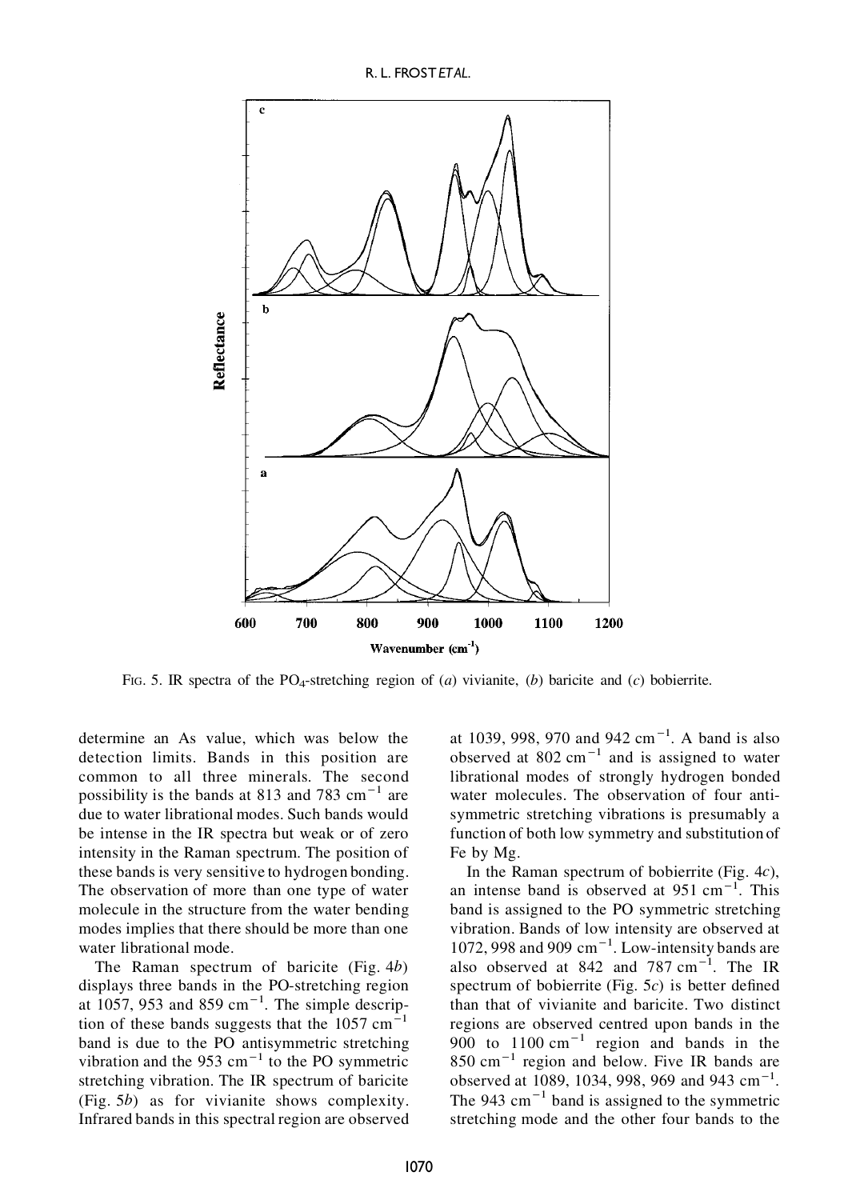FIG. 5. IR spectra of the $PO_4$-stretching region of (*a*) vivianite, (*b*) baricite and (*c*) bobierrite.

determine an As value, which was below the detection limits. Bands in this position are common to all three minerals. The second possibility is the bands at 813 and 783 $cm^{-1}$ are due to water librational modes. Such bands would be intense in the IR spectra but weak or of zero intensity in the Raman spectrum. The position of these bands is very sensitive to hydrogen bonding. The observation of more than one type of water molecule in the structure from the water bending modes implies that there should be more than one water librational mode.

The Raman spectrum of baricite (Fig. 4*b*) displays three bands in the PO-stretching region at 1057, 953 and 859 $cm^{-1}$. The simple description of these bands suggests that the 1057 $cm^{-1}$ band is due to the PO antisymmetric stretching vibration and the 953 $cm^{-1}$ to the PO symmetric stretching vibration. The IR spectrum of baricite (Fig. 5*b*) as for vivianite shows complexity. Infrared bands in this spectral region are observed at 1039, 998, 970 and 942 $cm^{-1}$. A band is also observed at 802 $cm^{-1}$ and is assigned to water librational modes of strongly hydrogen bonded water molecules. The observation of four antisymmetric stretching vibrations is presumably a function of both low symmetry and substitution of Fe by Mg.

In the Raman spectrum of bobierrite (Fig. 4*c*), an intense band is observed at 951 $cm^{-1}$. This band is assigned to the PO symmetric stretching vibration. Bands of low intensity are observed at 1072, 998 and 909 $cm^{-1}$. Low-intensity bands are also observed at 842 and 787 $cm^{-1}$. The IR spectrum of bobierrite (Fig. 5*c*) is better defined than that of vivianite and baricite. Two distinct regions are observed centred upon bands in the 900 to 1100 $cm^{-1}$ region and bands in the 850 $cm^{-1}$ region and below. Five IR bands are observed at 1089, 1034, 998, 969 and 943 $cm^{-1}$. The 943 $cm^{-1}$ band is assigned to the symmetric stretching mode and the other four bands to the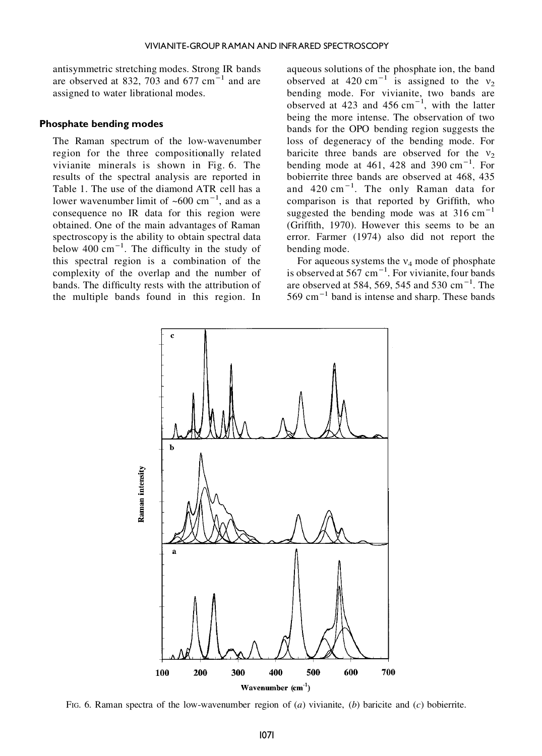antisymmetric stretching modes. Strong IR bands are observed at 832, 703 and 677 $cm^{-1}$ and are assigned to water librational modes.

### Phosphate bending modes

The Raman spectrum of the low-wavenumber region for the three compositionally related vivianite minerals is shown in Fig. 6. The results of the spectral analysis are reported in Table 1. The use of the diamond ATR cell has a lower wavenumber limit of ~600 $cm^{-1}$, and as a consequence no IR data for this region were obtained. One of the main advantages of Raman spectroscopy is the ability to obtain spectral data below 400 $cm^{-1}$. The difficulty in the study of this spectral region is a combination of the complexity of the overlap and the number of bands. The difficulty rests with the attribution of the multiple bands found in this region. In aqueous solutions of the phosphate ion, the band observed at 420 $cm^{-1}$ is assigned to the $\nu_2$ bending mode. For vivianite, two bands are observed at 423 and 456 $cm^{-1}$, with the latter being the more intense. The observation of two bands for the OPO bending region suggests the loss of degeneracy of the bending mode. For baricite three bands are observed for the $\nu_2$ bending mode at 461, 428 and 390 $cm^{-1}$. For bobierrite three bands are observed at 468, 435 and 420 $cm^{-1}$. The only Raman data for comparison is that reported by Griffith, who suggested the bending mode was at 316 $cm^{-1}$ (Griffith, 1970). However this seems to be an error. Farmer (1974) also did not report the bending mode.

For aqueous systems the $\nu_4$ mode of phosphate is observed at 567 $cm^{-1}$. For vivianite, four bands are observed at 584, 569, 545 and 530 $cm^{-1}$. The 569 $cm^{-1}$ band is intense and sharp. These bands

FIG. 6. Raman spectra of the low-wavenumber region of (*a*) vivianite, (*b*) baricite and (*c*) bobierrite.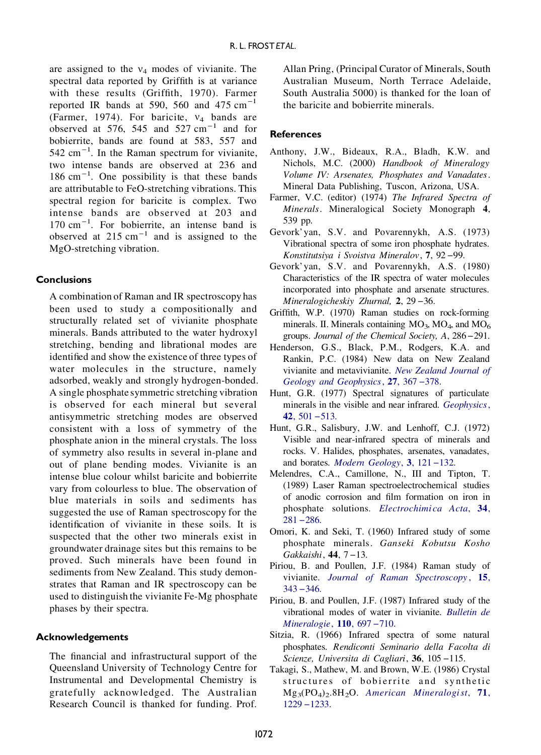are assigned to the $\nu_4$ modes of vivianite. The spectral data reported by Griffith is at variance with these results (Griffith, 1970). Farmer reported IR bands at 590, 560 and 475 $cm^{-1}$ (Farmer, 1974). For baricite, $\nu_4$ bands are observed at 576, 545 and 527 $cm^{-1}$ and for bobierrite, bands are found at 583, 557 and 542 $cm^{-1}$. In the Raman spectrum for vivianite, two intense bands are observed at 236 and 186 $cm^{-1}$. One possibility is that these bands are attributable to FeO-stretching vibrations. This spectral region for baricite is complex. Two intense bands are observed at 203 and 170 $cm^{-1}$. For bobierrite, an intense band is observed at 215 $cm^{-1}$ and is assigned to the MgO-stretching vibration.

## Conclusions

A combination of Raman and IR spectroscopy has been used to study a compositionally and structurally related set of vivianite phosphate minerals. Bands attributed to the water hydroxyl stretching, bending and librational modes are identified and show the existence of three types of water molecules in the structure, namely adsorbed, weakly and strongly hydrogen-bonded. A single phosphate symmetric stretching vibration is observed for each mineral but several antisymmetric stretching modes are observed consistent with a loss of symmetry of the phosphate anion in the mineral crystals. The loss of symmetry also results in several in-plane and out of plane bending modes. Vivianite is an intense blue colour whilst baricite and bobierrite vary from colourless to blue. The observation of blue materials in soils and sediments has suggested the use of Raman spectroscopy for the identification of vivianite in these soils. It is suspected that the other two minerals exist in groundwater drainage sites but this remains to be proved. Such minerals have been found in sediments from New Zealand. This study demonstrates that Raman and IR spectroscopy can be used to distinguish the vivianite Fe-Mg phosphate phases by their spectra.

## Acknowledgements

The financial and infrastructural support of the Queensland University of Technology Centre for Instrumental and Developmental Chemistry is gratefully acknowledged. The Australian Research Council is thanked for funding. Prof. Allan Pring, (Principal Curator of Minerals, South Australian Museum, North Terrace Adelaide, South Australia 5000) is thanked for the loan of the baricite and bobierrite minerals.

## References

Anthony, J.W., Bideaux, R.A., Bladh, K.W. and Nichols, M.C. (2000) *Handbook of Mineralogy Volume IV: Arsenates, Phosphates and Vanadates*. Mineral Data Publishing, Tuscon, Arizona, USA.

Farmer, V.C. (editor) (1974) *The Infrared Spectra of Minerals*. Mineralogical Society Monograph **4**, 539 pp.

Gevork'yan, S.V. and Povarennykh, A.S. (1973) Vibrational spectra of some iron phosphate hydrates. *Konstitutsiya i Svoistva Mineralov*, **7**, 92–99.

Gevork'yan, S.V. and Povarennykh, A.S. (1980) Characteristics of the IR spectra of water molecules incorporated into phosphate and arsenate structures. *Mineralogicheskiy Zhurnal,* **2**, 29–36.

Griffith, W.P. (1970) Raman studies on rock-forming minerals. II. Minerals containing $MO_3$, $MO_4$, and $MO_6$ groups. *Journal of the Chemical Society, A*, 286–291.

Henderson, G.S., Black, P.M., Rodgers, K.A. and Rankin, P.C. (1984) New data on New Zealand vivianite and metavivianite. *New Zealand Journal of Geology and Geophysics*, **27**, 367–378.

Hunt, G.R. (1977) Spectral signatures of particulate minerals in the visible and near infrared. *Geophysics*, **42**, 501–513.

Hunt, G.R., Salisbury, J.W. and Lenhoff, C.J. (1972) Visible and near-infrared spectra of minerals and rocks. V. Halides, phosphates, arsenates, vanadates, and borates. *Modern Geology*, **3**, 121–132.

Melendres, C.A., Camillone, N., III and Tipton, T. (1989) Laser Raman spectroelectrochemical studies of anodic corrosion and film formation on iron in phosphate solutions. *Electrochimica Acta*, **34**, 281–286.

Omori, K. and Seki, T. (1960) Infrared study of some phosphate minerals. *Ganseki Kobutsu Kosho Gakkaishi*, **44**, 7–13.

Piriou, B. and Poullen, J.F. (1984) Raman study of vivianite. *Journal of Raman Spectroscopy*, **15**, 343–346.

Piriou, B. and Poullen, J.F. (1987) Infrared study of the vibrational modes of water in vivianite. *Bulletin de Mineralogie*, **110**, 697–710.

Sitzia, R. (1966) Infrared spectra of some natural phosphates. *Rendiconti Seminario della Facolta di Scienze, Universita di Cagliari*, **36**, 105–115.

Takagi, S., Mathew, M. and Brown, W.E. (1986) Crystal structures of bobierrite and synthetic $Mg_3(PO_4)_2.8H_2O$. *American Mineralogist*, **71**, 1229–1233.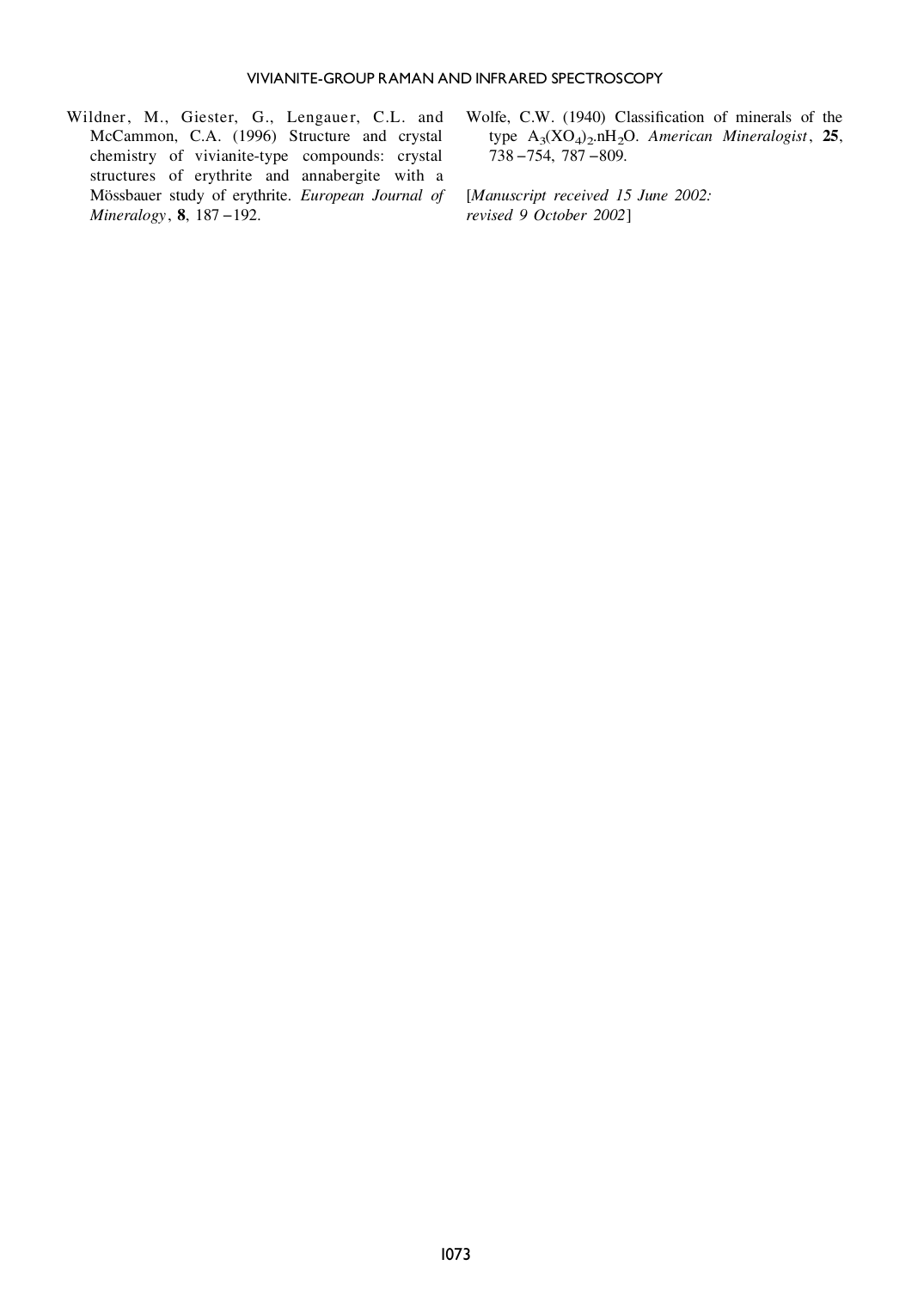Wildner, M., Giester, G., Lengauer, C.L. and McCammon, C.A. (1996) Structure and crystal chemistry of vivianite-type compounds: crystal structures of erythrite and annabergite with a Mössbauer study of erythrite. *European Journal of Mineralogy*, **8**, 187–192.

Wolfe, C.W. (1940) Classification of minerals of the type $A_3(XO_4)_2.nH_2O$. *American Mineralogist*, **25**, 738–754, 787–809.

[*Manuscript received 15 June 2002: revised 9 October 2002*]